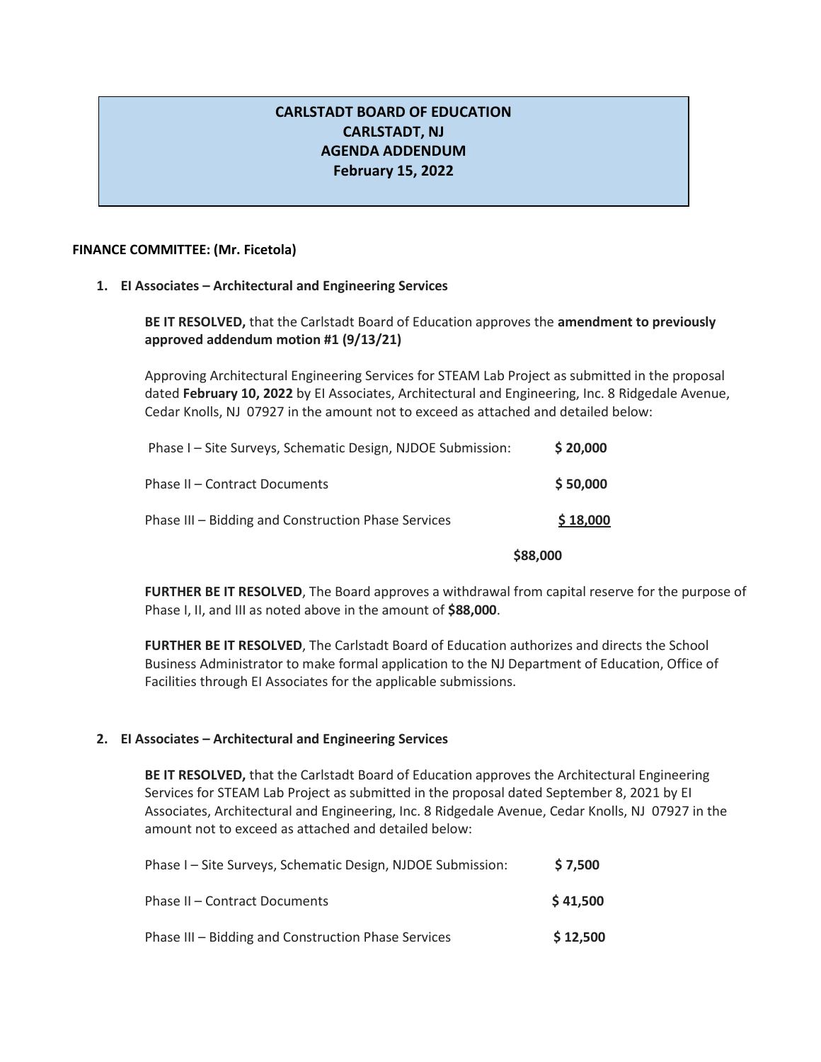# CARLSTADT BOARD OF EDUCATION
## CARLSTADT, NJ
## AGENDA ADDENDUM
## February 15, 2022

**FINANCE COMMITTEE: (Mr. Ficetola)**

1. **EI Associates – Architectural and Engineering Services**

   **BE IT RESOLVED,** that the Carlstadt Board of Education approves the **amendment to previously approved addendum motion #1 (9/13/21)**

   Approving Architectural Engineering Services for STEAM Lab Project as submitted in the proposal dated **February 10, 2022** by EI Associates, Architectural and Engineering, Inc. 8 Ridgedale Avenue, Cedar Knolls, NJ 07927 in the amount not to exceed as attached and detailed below:

   | | |
   |---|---|
   | Phase I – Site Surveys, Schematic Design, NJDOE Submission: | **$ 20,000** |
   | Phase II – Contract Documents | **$ 50,000** |
   | Phase III – Bidding and Construction Phase Services | **$ 18,000** |
   | | **$88,000** |

   **FURTHER BE IT RESOLVED**, The Board approves a withdrawal from capital reserve for the purpose of Phase I, II, and III as noted above in the amount of **$88,000**.

   **FURTHER BE IT RESOLVED**, The Carlstadt Board of Education authorizes and directs the School Business Administrator to make formal application to the NJ Department of Education, Office of Facilities through EI Associates for the applicable submissions.

2. **EI Associates – Architectural and Engineering Services**

   **BE IT RESOLVED,** that the Carlstadt Board of Education approves the Architectural Engineering Services for STEAM Lab Project as submitted in the proposal dated September 8, 2021 by EI Associates, Architectural and Engineering, Inc. 8 Ridgedale Avenue, Cedar Knolls, NJ 07927 in the amount not to exceed as attached and detailed below:

   | | |
   |---|---|
   | Phase I – Site Surveys, Schematic Design, NJDOE Submission: | **$ 7,500** |
   | Phase II – Contract Documents | **$ 41,500** |
   | Phase III – Bidding and Construction Phase Services | **$ 12,500** |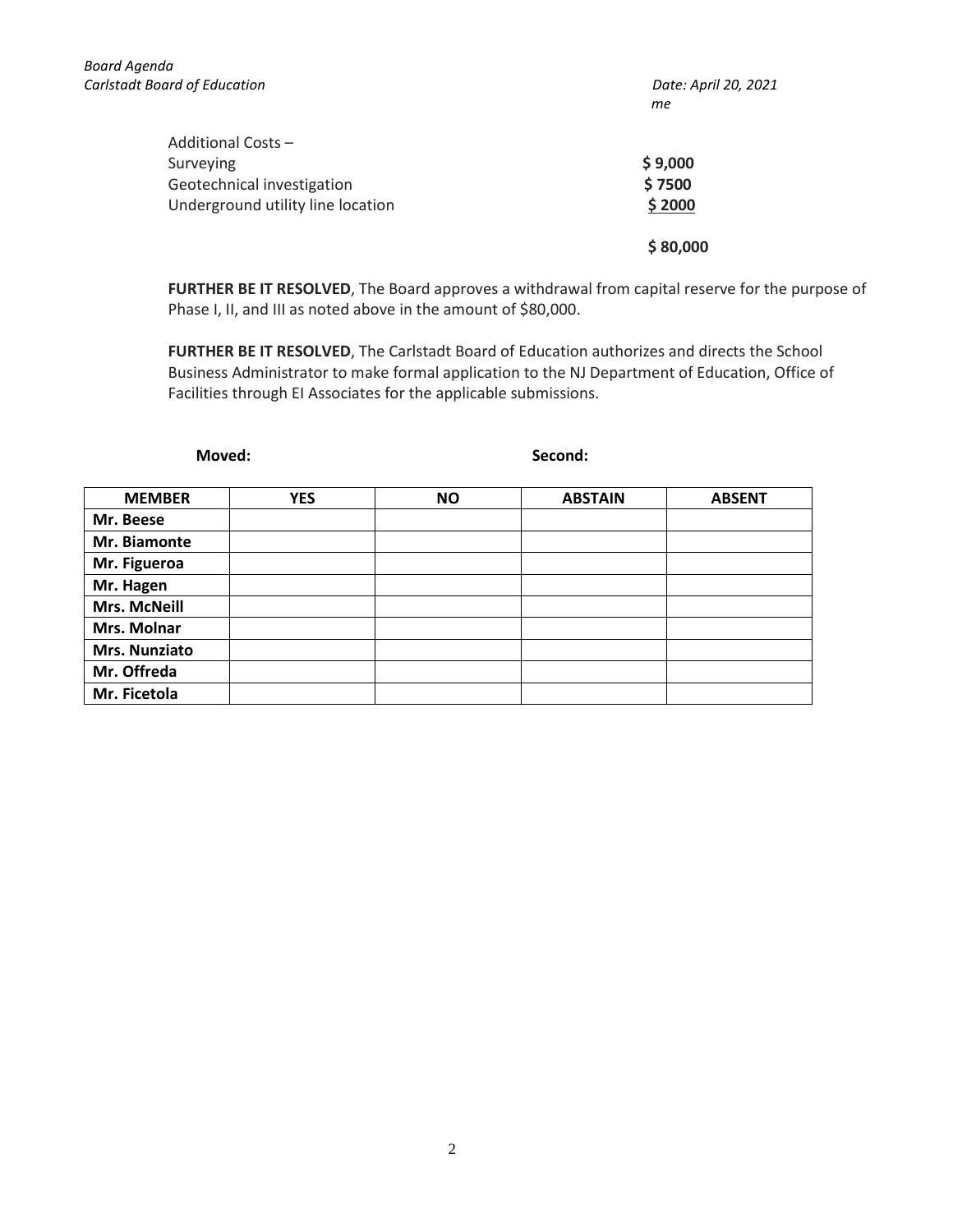Additional Costs –

| | |
|---|---|
| Surveying | $ 9,000 |
| Geotechnical investigation | $ 7500 |
| Underground utility line location | $ 2000 |
| | **$ 80,000** |

**FURTHER BE IT RESOLVED**, The Board approves a withdrawal from capital reserve for the purpose of Phase I, II, and III as noted above in the amount of $80,000.

**FURTHER BE IT RESOLVED**, The Carlstadt Board of Education authorizes and directs the School Business Administrator to make formal application to the NJ Department of Education, Office of Facilities through EI Associates for the applicable submissions.

**Moved:** **Second:**

| MEMBER | YES | NO | ABSTAIN | ABSENT |
|---|---|---|---|---|
| **Mr. Beese** | | | | |
| **Mr. Biamonte** | | | | |
| **Mr. Figueroa** | | | | |
| **Mr. Hagen** | | | | |
| **Mrs. McNeill** | | | | |
| **Mrs. Molnar** | | | | |
| **Mrs. Nunziato** | | | | |
| **Mr. Offreda** | | | | |
| **Mr. Ficetola** | | | | |